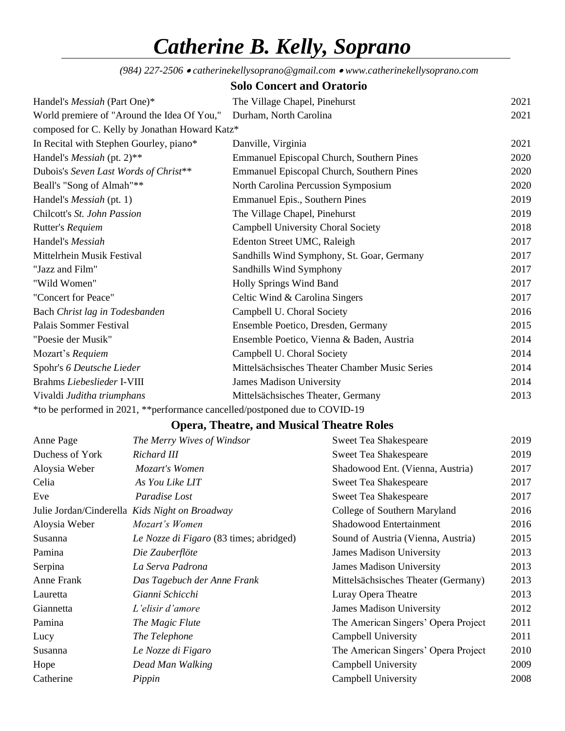# *Catherine B. Kelly, Soprano*

*(984) 227-2506 • catherinekellysoprano@gmail.com • www.catherinekellysoprano.com*

## Solo Concert and Oratorio

| | | |
|---|---|---|
| Handel's *Messiah* (Part One)* | The Village Chapel, Pinehurst | 2021 |
| World premiere of "Around the Idea Of You," composed for C. Kelly by Jonathan Howard Katz* | Durham, North Carolina | 2021 |
| In Recital with Stephen Gourley, piano* | Danville, Virginia | 2021 |
| Handel's *Messiah* (pt. 2)** | Emmanuel Episcopal Church, Southern Pines | 2020 |
| Dubois's *Seven Last Words of Christ*** | Emmanuel Episcopal Church, Southern Pines | 2020 |
| Beall's "Song of Almah"** | North Carolina Percussion Symposium | 2020 |
| Handel's *Messiah* (pt. 1) | Emmanuel Epis., Southern Pines | 2019 |
| Chilcott's *St. John Passion* | The Village Chapel, Pinehurst | 2019 |
| Rutter's *Requiem* | Campbell University Choral Society | 2018 |
| Handel's *Messiah* | Edenton Street UMC, Raleigh | 2017 |
| Mittelrhein Musik Festival | Sandhills Wind Symphony, St. Goar, Germany | 2017 |
| "Jazz and Film" | Sandhills Wind Symphony | 2017 |
| "Wild Women" | Holly Springs Wind Band | 2017 |
| "Concert for Peace" | Celtic Wind & Carolina Singers | 2017 |
| Bach *Christ lag in Todesbanden* | Campbell U. Choral Society | 2016 |
| Palais Sommer Festival | Ensemble Poetico, Dresden, Germany | 2015 |
| "Poesie der Musik" | Ensemble Poetico, Vienna & Baden, Austria | 2014 |
| Mozart's *Requiem* | Campbell U. Choral Society | 2014 |
| Spohr's *6 Deutsche Lieder* | Mittelsächsisches Theater Chamber Music Series | 2014 |
| Brahms *Liebeslieder* I-VIII | James Madison University | 2014 |
| Vivaldi *Juditha triumphans* | Mittelsächsisches Theater, Germany | 2013 |

*to be performed in 2021, **performance cancelled/postponed due to COVID-19

## Opera, Theatre, and Musical Theatre Roles

| | | | |
|---|---|---|---|
| Anne Page | *The Merry Wives of Windsor* | Sweet Tea Shakespeare | 2019 |
| Duchess of York | *Richard III* | Sweet Tea Shakespeare | 2019 |
| Aloysia Weber | *Mozart's Women* | Shadowood Ent. (Vienna, Austria) | 2017 |
| Celia | *As You Like LIT* | Sweet Tea Shakespeare | 2017 |
| Eve | *Paradise Lost* | Sweet Tea Shakespeare | 2017 |
| Julie Jordan/Cinderella | *Kids Night on Broadway* | College of Southern Maryland | 2016 |
| Aloysia Weber | *Mozart's Women* | Shadowood Entertainment | 2016 |
| Susanna | *Le Nozze di Figaro* (83 times; abridged) | Sound of Austria (Vienna, Austria) | 2015 |
| Pamina | *Die Zauberflöte* | James Madison University | 2013 |
| Serpina | *La Serva Padrona* | James Madison University | 2013 |
| Anne Frank | *Das Tagebuch der Anne Frank* | Mittelsächsisches Theater (Germany) | 2013 |
| Lauretta | *Gianni Schicchi* | Luray Opera Theatre | 2013 |
| Giannetta | *L'elisir d'amore* | James Madison University | 2012 |
| Pamina | *The Magic Flute* | The American Singers' Opera Project | 2011 |
| Lucy | *The Telephone* | Campbell University | 2011 |
| Susanna | *Le Nozze di Figaro* | The American Singers' Opera Project | 2010 |
| Hope | *Dead Man Walking* | Campbell University | 2009 |
| Catherine | *Pippin* | Campbell University | 2008 |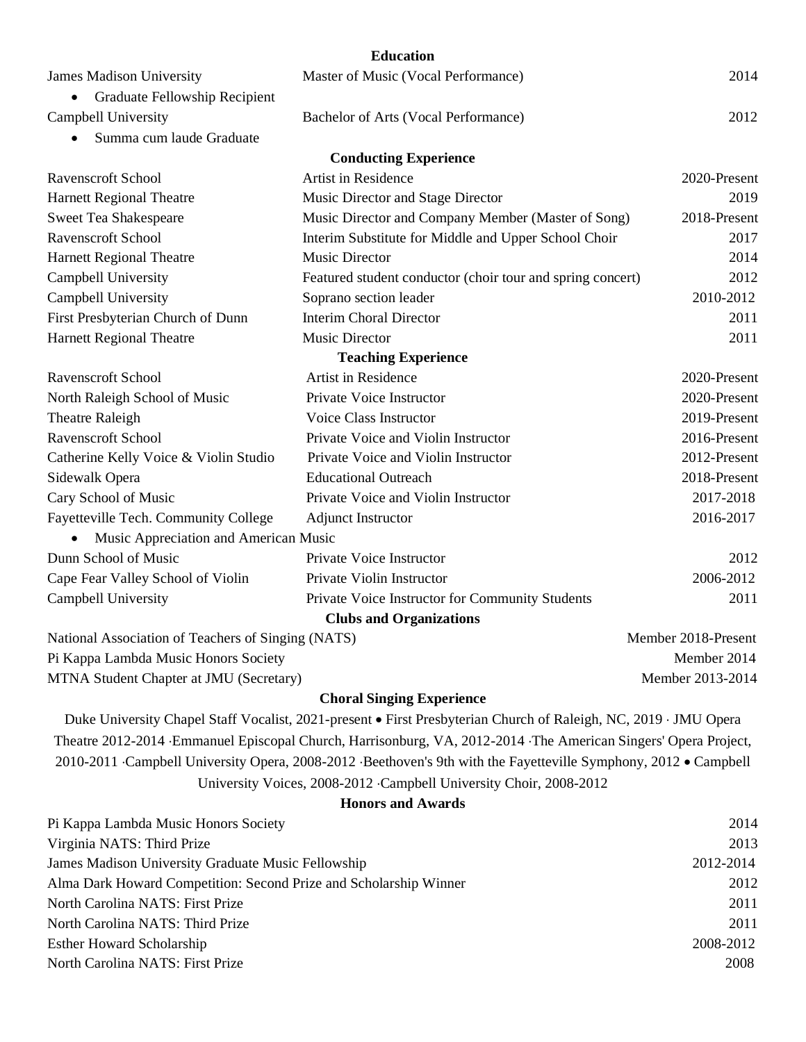## Education

| | | |
|---|---|---|
| James Madison University | Master of Music (Vocal Performance) | 2014 |
| • Graduate Fellowship Recipient | | |
| Campbell University | Bachelor of Arts (Vocal Performance) | 2012 |
| • Summa cum laude Graduate | | |

## Conducting Experience

| | | |
|---|---|---|
| Ravenscroft School | Artist in Residence | 2020-Present |
| Harnett Regional Theatre | Music Director and Stage Director | 2019 |
| Sweet Tea Shakespeare | Music Director and Company Member (Master of Song) | 2018-Present |
| Ravenscroft School | Interim Substitute for Middle and Upper School Choir | 2017 |
| Harnett Regional Theatre | Music Director | 2014 |
| Campbell University | Featured student conductor (choir tour and spring concert) | 2012 |
| Campbell University | Soprano section leader | 2010-2012 |
| First Presbyterian Church of Dunn | Interim Choral Director | 2011 |
| Harnett Regional Theatre | Music Director | 2011 |

## Teaching Experience

| | | |
|---|---|---|
| Ravenscroft School | Artist in Residence | 2020-Present |
| North Raleigh School of Music | Private Voice Instructor | 2020-Present |
| Theatre Raleigh | Voice Class Instructor | 2019-Present |
| Ravenscroft School | Private Voice and Violin Instructor | 2016-Present |
| Catherine Kelly Voice & Violin Studio | Private Voice and Violin Instructor | 2012-Present |
| Sidewalk Opera | Educational Outreach | 2018-Present |
| Cary School of Music | Private Voice and Violin Instructor | 2017-2018 |
| Fayetteville Tech. Community College | Adjunct Instructor | 2016-2017 |
| • Music Appreciation and American Music | | |
| Dunn School of Music | Private Voice Instructor | 2012 |
| Cape Fear Valley School of Violin | Private Violin Instructor | 2006-2012 |
| Campbell University | Private Voice Instructor for Community Students | 2011 |

## Clubs and Organizations

| | |
|---|---|
| National Association of Teachers of Singing (NATS) | Member 2018-Present |
| Pi Kappa Lambda Music Honors Society | Member 2014 |
| MTNA Student Chapter at JMU (Secretary) | Member 2013-2014 |

## Choral Singing Experience

Duke University Chapel Staff Vocalist, 2021-present • First Presbyterian Church of Raleigh, NC, 2019 · JMU Opera Theatre 2012-2014 ·Emmanuel Episcopal Church, Harrisonburg, VA, 2012-2014 ·The American Singers' Opera Project, 2010-2011 ·Campbell University Opera, 2008-2012 ·Beethoven's 9th with the Fayetteville Symphony, 2012 • Campbell University Voices, 2008-2012 ·Campbell University Choir, 2008-2012

## Honors and Awards

| | |
|---|---|
| Pi Kappa Lambda Music Honors Society | 2014 |
| Virginia NATS: Third Prize | 2013 |
| James Madison University Graduate Music Fellowship | 2012-2014 |
| Alma Dark Howard Competition: Second Prize and Scholarship Winner | 2012 |
| North Carolina NATS: First Prize | 2011 |
| North Carolina NATS: Third Prize | 2011 |
| Esther Howard Scholarship | 2008-2012 |
| North Carolina NATS: First Prize | 2008 |